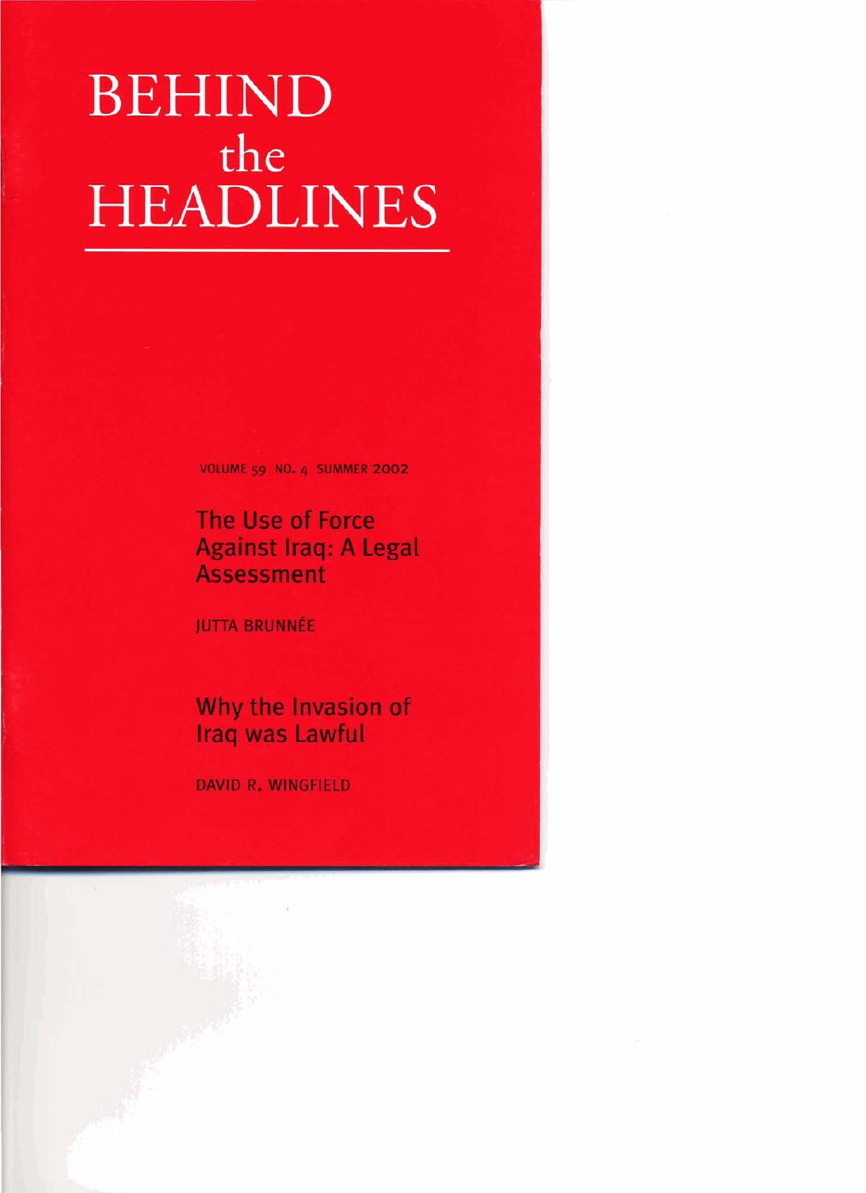# BEHIND the HEADLINES

VOLUME 59 NO. 4 SUMMER 2002

## The Use of Force Against Iraq: A Legal Assessment

JUTTA BRUNNÉE

## Why the Invasion of Iraq was Lawful

DAVID R. WINGFIELD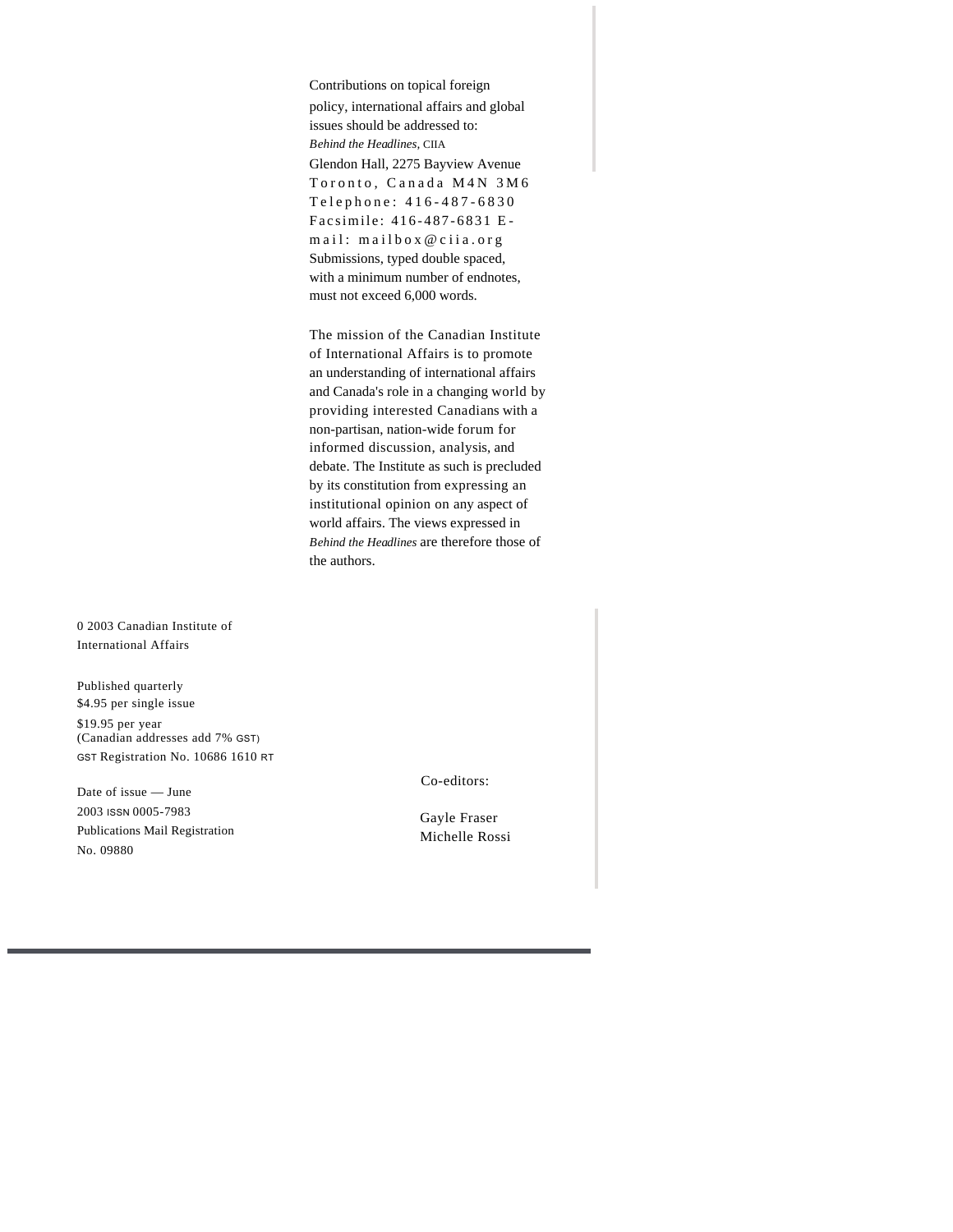Contributions on topical foreign policy, international affairs and global issues should be addressed to:

*Behind the Headlines*, CIIA
Glendon Hall, 2275 Bayview Avenue
Toronto, Canada M4N 3M6
Telephone: 416-487-6830
Facsimile: 416-487-6831
E-mail: mailbox@ciia.org

Submissions, typed double spaced, with a minimum number of endnotes, must not exceed 6,000 words.

The mission of the Canadian Institute of International Affairs is to promote an understanding of international affairs and Canada's role in a changing world by providing interested Canadians with a non-partisan, nation-wide forum for informed discussion, analysis, and debate. The Institute as such is precluded by its constitution from expressing an institutional opinion on any aspect of world affairs. The views expressed in *Behind the Headlines* are therefore those of the authors.

0 2003 Canadian Institute of International Affairs

Published quarterly
$4.95 per single issue
$19.95 per year
(Canadian addresses add 7% GST)
GST Registration No. 10686 1610 RT

Date of issue — June 2003 ISSN 0005-7983
Publications Mail Registration No. 09880

Co-editors:

Gayle Fraser
Michelle Rossi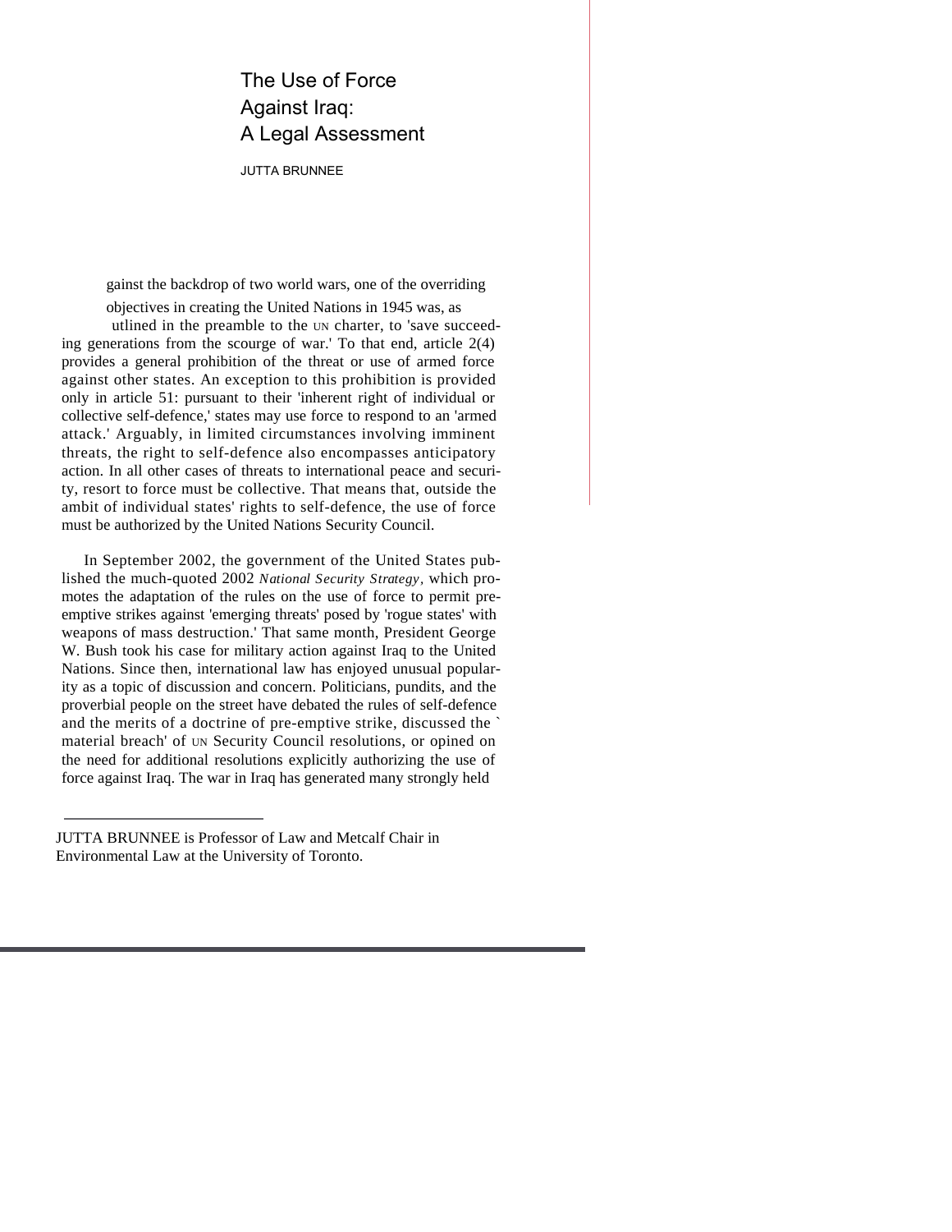# The Use of Force Against Iraq: A Legal Assessment

JUTTA BRUNNEE

Against the backdrop of two world wars, one of the overriding objectives in creating the United Nations in 1945 was, as outlined in the preamble to the UN charter, to 'save succeeding generations from the scourge of war.' To that end, article 2(4) provides a general prohibition of the threat or use of armed force against other states. An exception to this prohibition is provided only in article 51: pursuant to their 'inherent right of individual or collective self-defence,' states may use force to respond to an 'armed attack.' Arguably, in limited circumstances involving imminent threats, the right to self-defence also encompasses anticipatory action. In all other cases of threats to international peace and security, resort to force must be collective. That means that, outside the ambit of individual states' rights to self-defence, the use of force must be authorized by the United Nations Security Council.

In September 2002, the government of the United States published the much-quoted 2002 *National Security Strategy,* which promotes the adaptation of the rules on the use of force to permit pre-emptive strikes against 'emerging threats' posed by 'rogue states' with weapons of mass destruction.' That same month, President George W. Bush took his case for military action against Iraq to the United Nations. Since then, international law has enjoyed unusual popularity as a topic of discussion and concern. Politicians, pundits, and the proverbial people on the street have debated the rules of self-defence and the merits of a doctrine of pre-emptive strike, discussed the 'material breach' of UN Security Council resolutions, or opined on the need for additional resolutions explicitly authorizing the use of force against Iraq. The war in Iraq has generated many strongly held

---

JUTTA BRUNNEE is Professor of Law and Metcalf Chair in Environmental Law at the University of Toronto.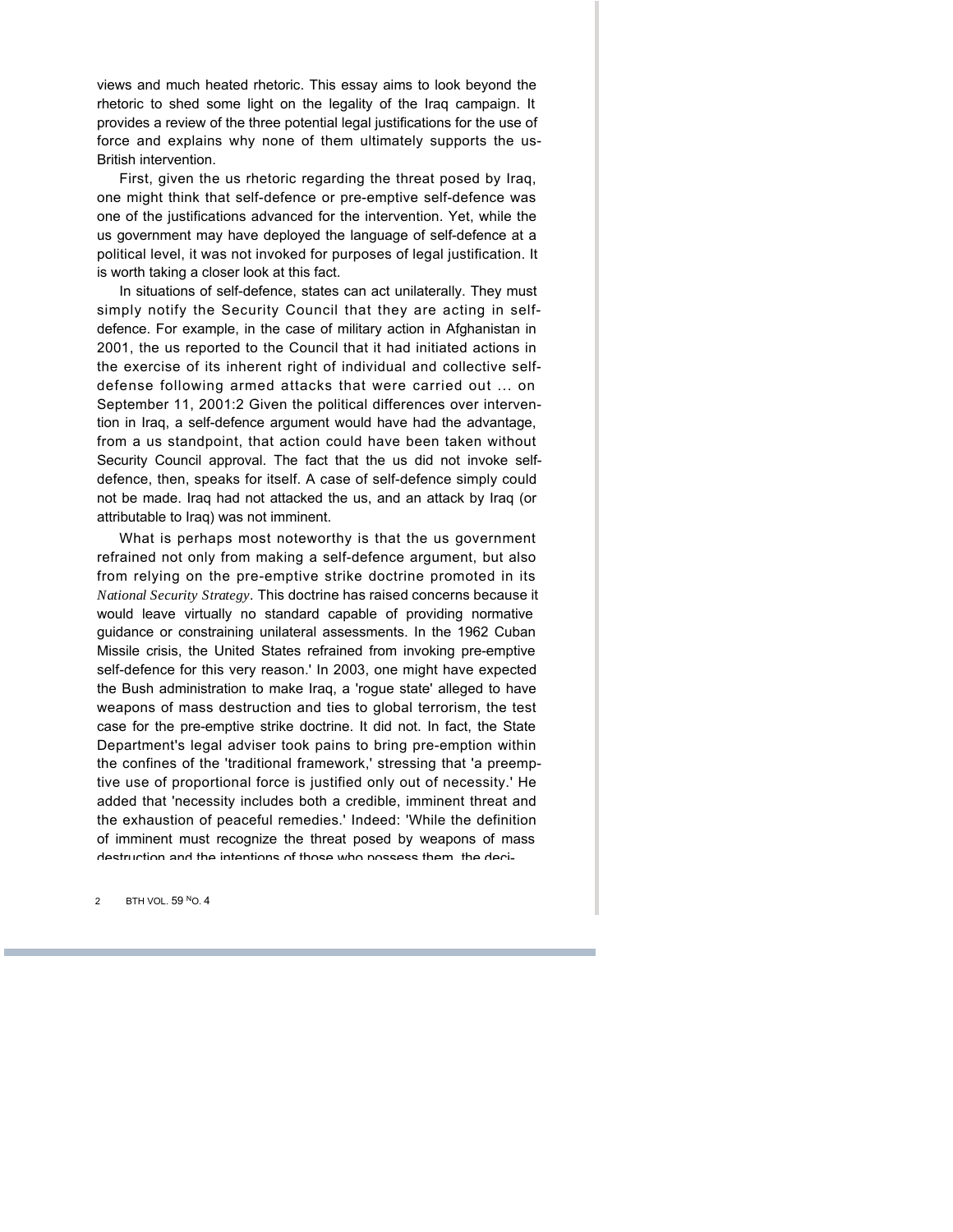views and much heated rhetoric. This essay aims to look beyond the rhetoric to shed some light on the legality of the Iraq campaign. It provides a review of the three potential legal justifications for the use of force and explains why none of them ultimately supports the us-British intervention.

First, given the us rhetoric regarding the threat posed by Iraq, one might think that self-defence or pre-emptive self-defence was one of the justifications advanced for the intervention. Yet, while the us government may have deployed the language of self-defence at a political level, it was not invoked for purposes of legal justification. It is worth taking a closer look at this fact.

In situations of self-defence, states can act unilaterally. They must simply notify the Security Council that they are acting in self-defence. For example, in the case of military action in Afghanistan in 2001, the us reported to the Council that it had initiated actions in the exercise of its inherent right of individual and collective self-defense following armed attacks that were carried out ... on September 11, 2001:2 Given the political differences over intervention in Iraq, a self-defence argument would have had the advantage, from a us standpoint, that action could have been taken without Security Council approval. The fact that the us did not invoke self-defence, then, speaks for itself. A case of self-defence simply could not be made. Iraq had not attacked the us, and an attack by Iraq (or attributable to Iraq) was not imminent.

What is perhaps most noteworthy is that the us government refrained not only from making a self-defence argument, but also from relying on the pre-emptive strike doctrine promoted in its *National Security Strategy*. This doctrine has raised concerns because it would leave virtually no standard capable of providing normative guidance or constraining unilateral assessments. In the 1962 Cuban Missile crisis, the United States refrained from invoking pre-emptive self-defence for this very reason.' In 2003, one might have expected the Bush administration to make Iraq, a 'rogue state' alleged to have weapons of mass destruction and ties to global terrorism, the test case for the pre-emptive strike doctrine. It did not. In fact, the State Department's legal adviser took pains to bring pre-emption within the confines of the 'traditional framework,' stressing that 'a preemptive use of proportional force is justified only out of necessity.' He added that 'necessity includes both a credible, imminent threat and the exhaustion of peaceful remedies.' Indeed: 'While the definition of imminent must recognize the threat posed by weapons of mass destruction and the intentions of those who possess them, the deci-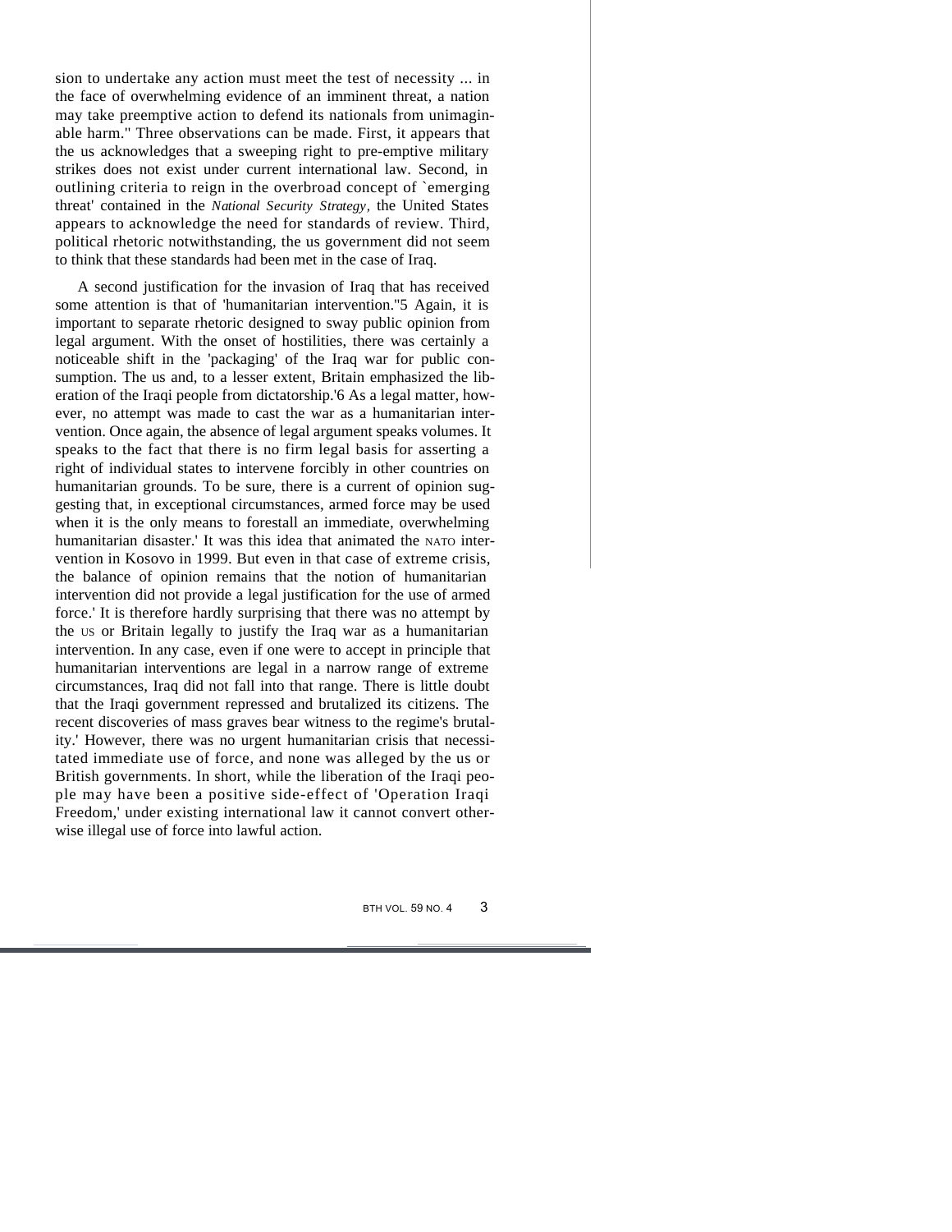sion to undertake any action must meet the test of necessity ... in the face of overwhelming evidence of an imminent threat, a nation may take preemptive action to defend its nationals from unimaginable harm." Three observations can be made. First, it appears that the us acknowledges that a sweeping right to pre-emptive military strikes does not exist under current international law. Second, in outlining criteria to reign in the overbroad concept of `emerging threat' contained in the *National Security Strategy,* the United States appears to acknowledge the need for standards of review. Third, political rhetoric notwithstanding, the us government did not seem to think that these standards had been met in the case of Iraq.

A second justification for the invasion of Iraq that has received some attention is that of 'humanitarian intervention.''5 Again, it is important to separate rhetoric designed to sway public opinion from legal argument. With the onset of hostilities, there was certainly a noticeable shift in the 'packaging' of the Iraq war for public consumption. The us and, to a lesser extent, Britain emphasized the liberation of the Iraqi people from dictatorship.'6 As a legal matter, however, no attempt was made to cast the war as a humanitarian intervention. Once again, the absence of legal argument speaks volumes. It speaks to the fact that there is no firm legal basis for asserting a right of individual states to intervene forcibly in other countries on humanitarian grounds. To be sure, there is a current of opinion suggesting that, in exceptional circumstances, armed force may be used when it is the only means to forestall an immediate, overwhelming humanitarian disaster.' It was this idea that animated the NATO intervention in Kosovo in 1999. But even in that case of extreme crisis, the balance of opinion remains that the notion of humanitarian intervention did not provide a legal justification for the use of armed force.' It is therefore hardly surprising that there was no attempt by the US or Britain legally to justify the Iraq war as a humanitarian intervention. In any case, even if one were to accept in principle that humanitarian interventions are legal in a narrow range of extreme circumstances, Iraq did not fall into that range. There is little doubt that the Iraqi government repressed and brutalized its citizens. The recent discoveries of mass graves bear witness to the regime's brutality.' However, there was no urgent humanitarian crisis that necessitated immediate use of force, and none was alleged by the us or British governments. In short, while the liberation of the Iraqi people may have been a positive side-effect of 'Operation Iraqi Freedom,' under existing international law it cannot convert otherwise illegal use of force into lawful action.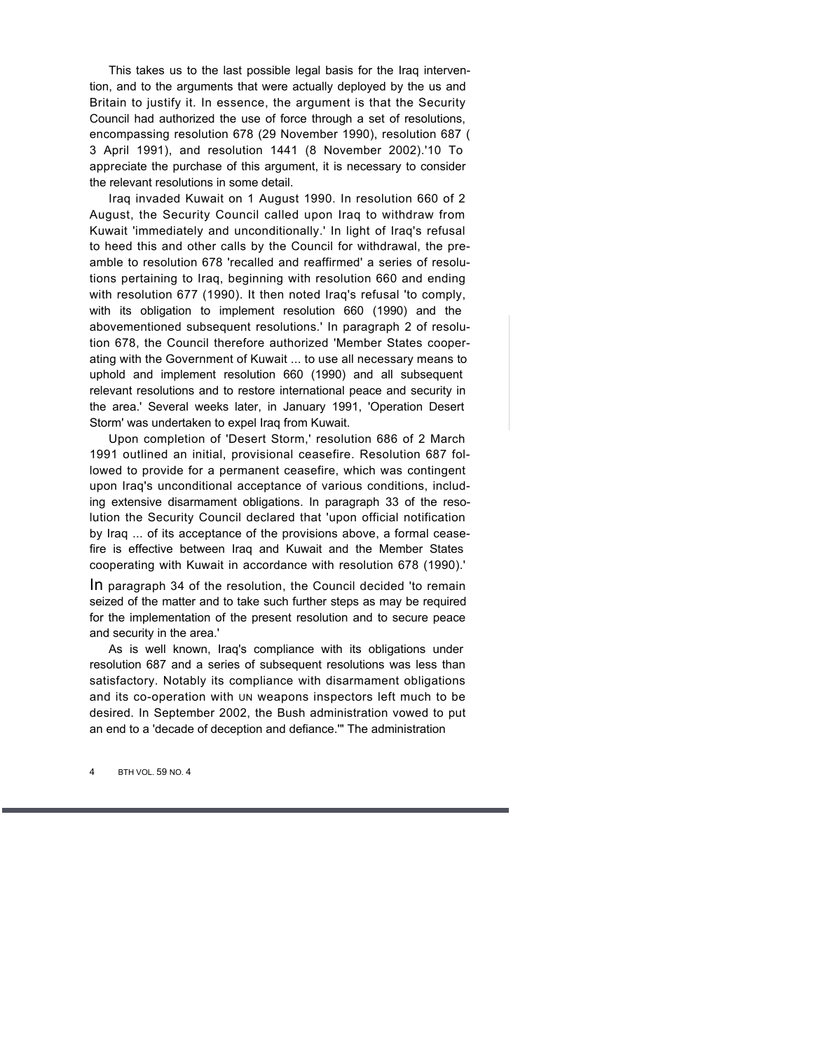This takes us to the last possible legal basis for the Iraq intervention, and to the arguments that were actually deployed by the us and Britain to justify it. In essence, the argument is that the Security Council had authorized the use of force through a set of resolutions, encompassing resolution 678 (29 November 1990), resolution 687 (3 April 1991), and resolution 1441 (8 November 2002).'10 To appreciate the purchase of this argument, it is necessary to consider the relevant resolutions in some detail.

Iraq invaded Kuwait on 1 August 1990. In resolution 660 of 2 August, the Security Council called upon Iraq to withdraw from Kuwait 'immediately and unconditionally.' In light of Iraq's refusal to heed this and other calls by the Council for withdrawal, the preamble to resolution 678 'recalled and reaffirmed' a series of resolutions pertaining to Iraq, beginning with resolution 660 and ending with resolution 677 (1990). It then noted Iraq's refusal 'to comply, with its obligation to implement resolution 660 (1990) and the abovementioned subsequent resolutions.' In paragraph 2 of resolution 678, the Council therefore authorized 'Member States cooperating with the Government of Kuwait ... to use all necessary means to uphold and implement resolution 660 (1990) and all subsequent relevant resolutions and to restore international peace and security in the area.' Several weeks later, in January 1991, 'Operation Desert Storm' was undertaken to expel Iraq from Kuwait.

Upon completion of 'Desert Storm,' resolution 686 of 2 March 1991 outlined an initial, provisional ceasefire. Resolution 687 followed to provide for a permanent ceasefire, which was contingent upon Iraq's unconditional acceptance of various conditions, including extensive disarmament obligations. In paragraph 33 of the resolution the Security Council declared that 'upon official notification by Iraq ... of its acceptance of the provisions above, a formal ceasefire is effective between Iraq and Kuwait and the Member States cooperating with Kuwait in accordance with resolution 678 (1990).' In paragraph 34 of the resolution, the Council decided 'to remain seized of the matter and to take such further steps as may be required for the implementation of the present resolution and to secure peace and security in the area.'

As is well known, Iraq's compliance with its obligations under resolution 687 and a series of subsequent resolutions was less than satisfactory. Notably its compliance with disarmament obligations and its co-operation with UN weapons inspectors left much to be desired. In September 2002, the Bush administration vowed to put an end to a 'decade of deception and defiance.'" The administration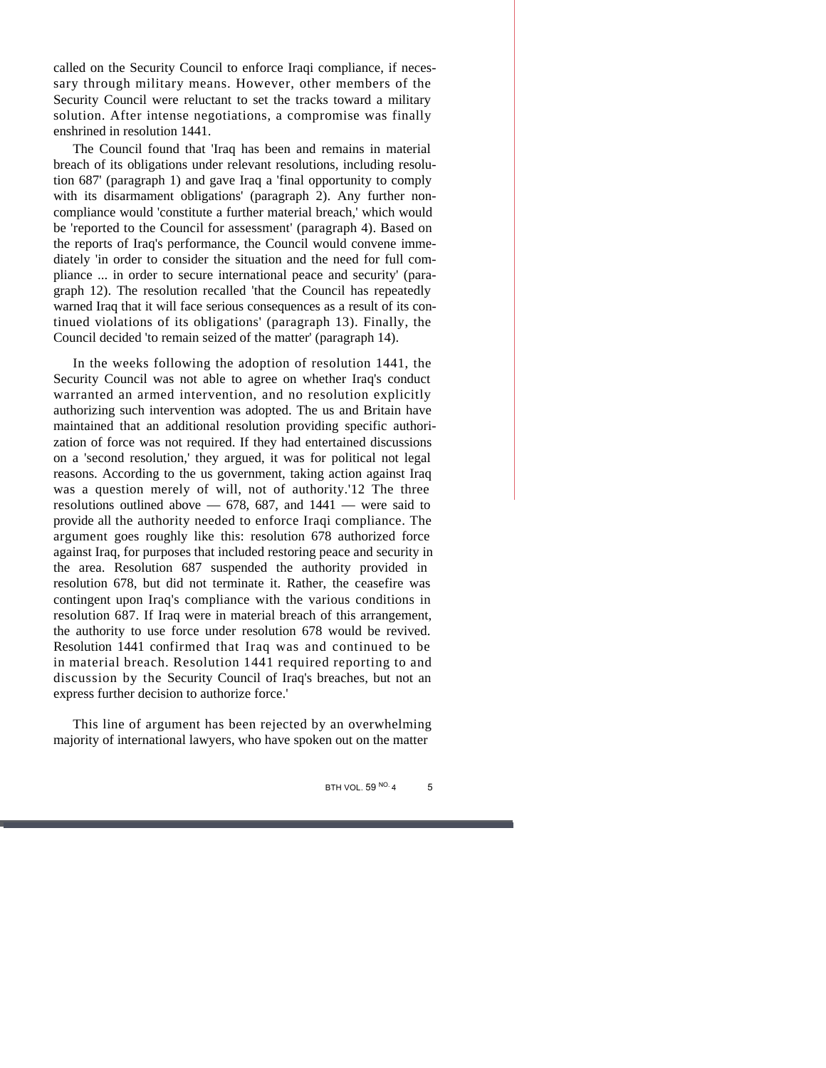called on the Security Council to enforce Iraqi compliance, if necessary through military means. However, other members of the Security Council were reluctant to set the tracks toward a military solution. After intense negotiations, a compromise was finally enshrined in resolution 1441.

The Council found that 'Iraq has been and remains in material breach of its obligations under relevant resolutions, including resolution 687' (paragraph 1) and gave Iraq a 'final opportunity to comply with its disarmament obligations' (paragraph 2). Any further non-compliance would 'constitute a further material breach,' which would be 'reported to the Council for assessment' (paragraph 4). Based on the reports of Iraq's performance, the Council would convene immediately 'in order to consider the situation and the need for full compliance ... in order to secure international peace and security' (paragraph 12). The resolution recalled 'that the Council has repeatedly warned Iraq that it will face serious consequences as a result of its continued violations of its obligations' (paragraph 13). Finally, the Council decided 'to remain seized of the matter' (paragraph 14).

In the weeks following the adoption of resolution 1441, the Security Council was not able to agree on whether Iraq's conduct warranted an armed intervention, and no resolution explicitly authorizing such intervention was adopted. The us and Britain have maintained that an additional resolution providing specific authorization of force was not required. If they had entertained discussions on a 'second resolution,' they argued, it was for political not legal reasons. According to the us government, taking action against Iraq was a question merely of will, not of authority.'12 The three resolutions outlined above — 678, 687, and 1441 — were said to provide all the authority needed to enforce Iraqi compliance. The argument goes roughly like this: resolution 678 authorized force against Iraq, for purposes that included restoring peace and security in the area. Resolution 687 suspended the authority provided in resolution 678, but did not terminate it. Rather, the ceasefire was contingent upon Iraq's compliance with the various conditions in resolution 687. If Iraq were in material breach of this arrangement, the authority to use force under resolution 678 would be revived. Resolution 1441 confirmed that Iraq was and continued to be in material breach. Resolution 1441 required reporting to and discussion by the Security Council of Iraq's breaches, but not an express further decision to authorize force.'

This line of argument has been rejected by an overwhelming majority of international lawyers, who have spoken out on the matter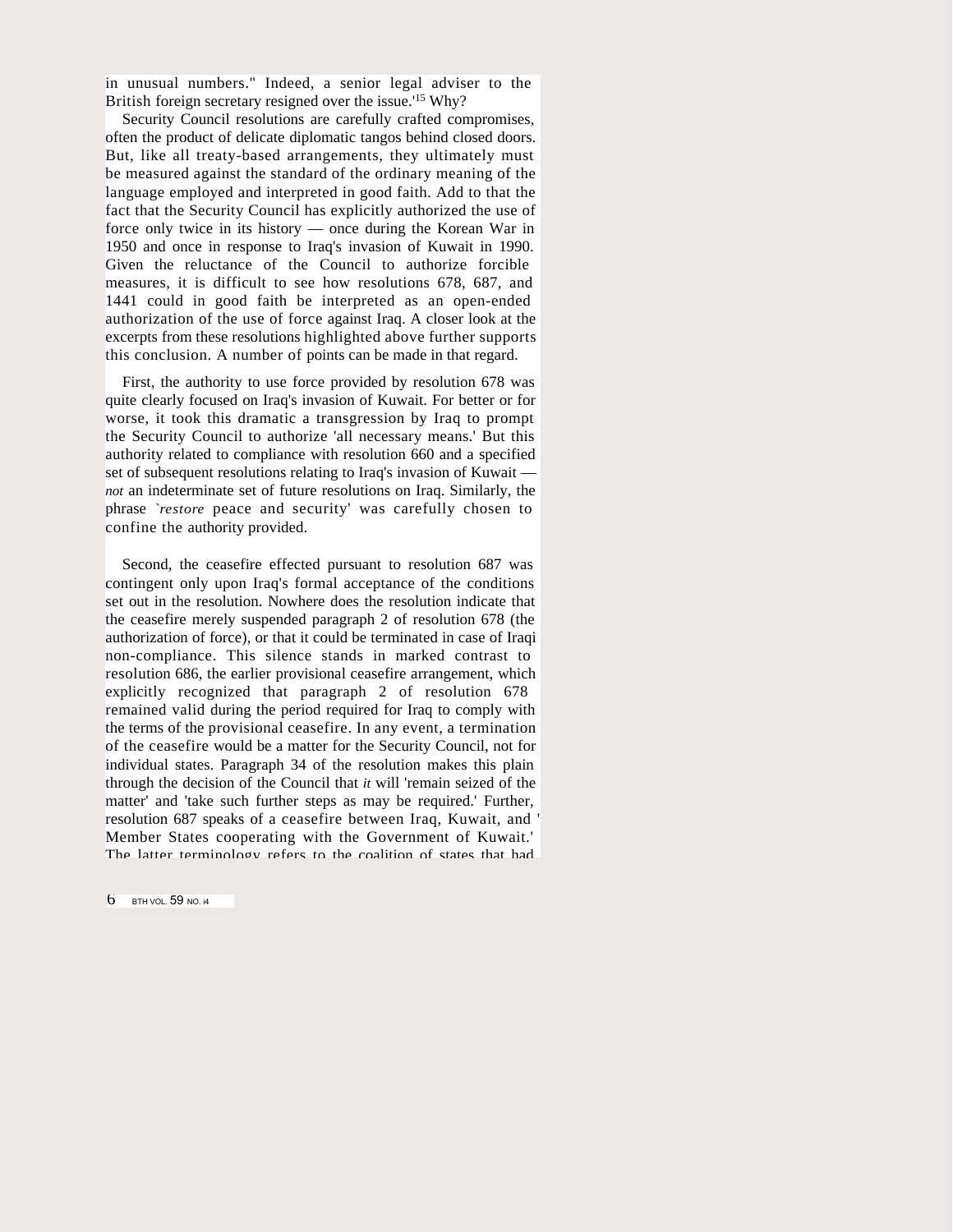in unusual numbers." Indeed, a senior legal adviser to the British foreign secretary resigned over the issue.'[15] Why?

Security Council resolutions are carefully crafted compromises, often the product of delicate diplomatic tangos behind closed doors. But, like all treaty-based arrangements, they ultimately must be measured against the standard of the ordinary meaning of the language employed and interpreted in good faith. Add to that the fact that the Security Council has explicitly authorized the use of force only twice in its history — once during the Korean War in 1950 and once in response to Iraq's invasion of Kuwait in 1990. Given the reluctance of the Council to authorize forcible measures, it is difficult to see how resolutions 678, 687, and 1441 could in good faith be interpreted as an open-ended authorization of the use of force against Iraq. A closer look at the excerpts from these resolutions highlighted above further supports this conclusion. A number of points can be made in that regard.

First, the authority to use force provided by resolution 678 was quite clearly focused on Iraq's invasion of Kuwait. For better or for worse, it took this dramatic a transgression by Iraq to prompt the Security Council to authorize 'all necessary means.' But this authority related to compliance with resolution 660 and a specified set of subsequent resolutions relating to Iraq's invasion of Kuwait — *not* an indeterminate set of future resolutions on Iraq. Similarly, the phrase '*restore* peace and security' was carefully chosen to confine the authority provided.

Second, the ceasefire effected pursuant to resolution 687 was contingent only upon Iraq's formal acceptance of the conditions set out in the resolution. Nowhere does the resolution indicate that the ceasefire merely suspended paragraph 2 of resolution 678 (the authorization of force), or that it could be terminated in case of Iraqi non-compliance. This silence stands in marked contrast to resolution 686, the earlier provisional ceasefire arrangement, which explicitly recognized that paragraph 2 of resolution 678 remained valid during the period required for Iraq to comply with the terms of the provisional ceasefire. In any event, a termination of the ceasefire would be a matter for the Security Council, not for individual states. Paragraph 34 of the resolution makes this plain through the decision of the Council that *it* will 'remain seized of the matter' and 'take such further steps as may be required.' Further, resolution 687 speaks of a ceasefire between Iraq, Kuwait, and 'Member States cooperating with the Government of Kuwait.' The latter terminology refers to the coalition of states that had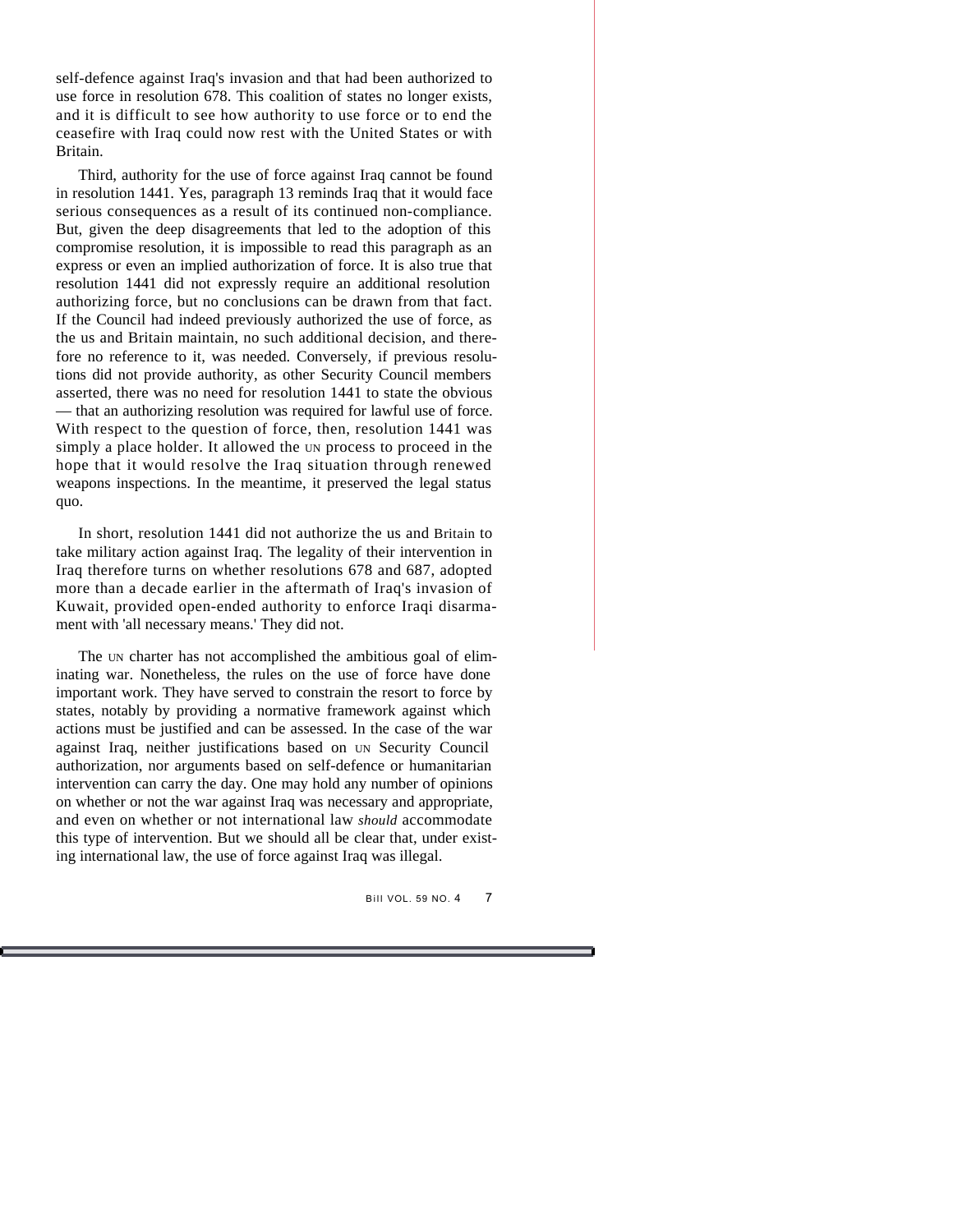self-defence against Iraq's invasion and that had been authorized to use force in resolution 678. This coalition of states no longer exists, and it is difficult to see how authority to use force or to end the ceasefire with Iraq could now rest with the United States or with Britain.

Third, authority for the use of force against Iraq cannot be found in resolution 1441. Yes, paragraph 13 reminds Iraq that it would face serious consequences as a result of its continued non-compliance. But, given the deep disagreements that led to the adoption of this compromise resolution, it is impossible to read this paragraph as an express or even an implied authorization of force. It is also true that resolution 1441 did not expressly require an additional resolution authorizing force, but no conclusions can be drawn from that fact. If the Council had indeed previously authorized the use of force, as the us and Britain maintain, no such additional decision, and therefore no reference to it, was needed. Conversely, if previous resolutions did not provide authority, as other Security Council members asserted, there was no need for resolution 1441 to state the obvious — that an authorizing resolution was required for lawful use of force. With respect to the question of force, then, resolution 1441 was simply a place holder. It allowed the UN process to proceed in the hope that it would resolve the Iraq situation through renewed weapons inspections. In the meantime, it preserved the legal status quo.

In short, resolution 1441 did not authorize the us and Britain to take military action against Iraq. The legality of their intervention in Iraq therefore turns on whether resolutions 678 and 687, adopted more than a decade earlier in the aftermath of Iraq's invasion of Kuwait, provided open-ended authority to enforce Iraqi disarmament with 'all necessary means.' They did not.

The UN charter has not accomplished the ambitious goal of eliminating war. Nonetheless, the rules on the use of force have done important work. They have served to constrain the resort to force by states, notably by providing a normative framework against which actions must be justified and can be assessed. In the case of the war against Iraq, neither justifications based on UN Security Council authorization, nor arguments based on self-defence or humanitarian intervention can carry the day. One may hold any number of opinions on whether or not the war against Iraq was necessary and appropriate, and even on whether or not international law *should* accommodate this type of intervention. But we should all be clear that, under existing international law, the use of force against Iraq was illegal.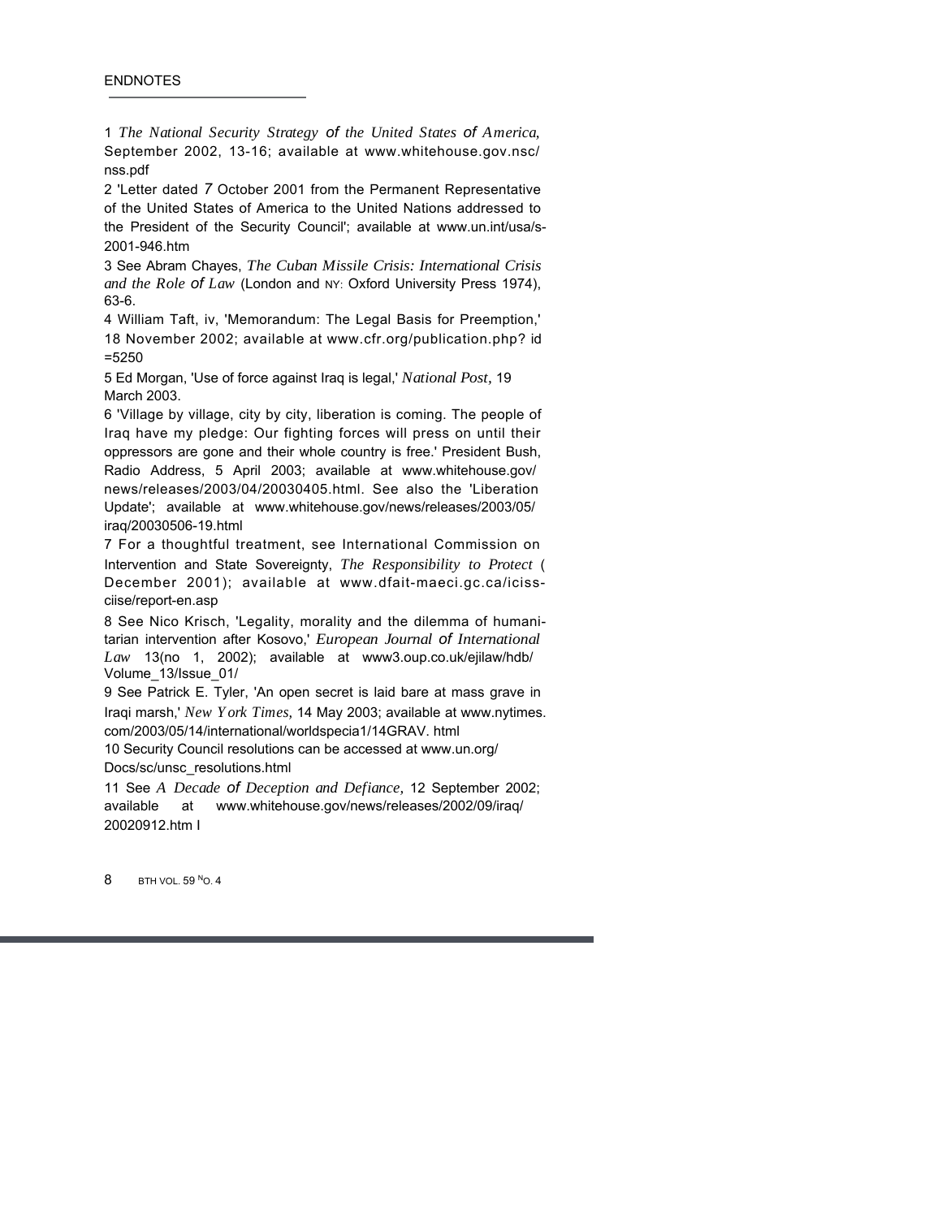## ENDNOTES

1 *The National Security Strategy of the United States of America,* September 2002, 13-16; available at www.whitehouse.gov.nsc/ nss.pdf

2 'Letter dated 7 October 2001 from the Permanent Representative of the United States of America to the United Nations addressed to the President of the Security Council'; available at www.un.int/usa/s-2001-946.htm

3 See Abram Chayes, *The Cuban Missile Crisis: International Crisis and the Role of Law* (London and NY: Oxford University Press 1974), 63-6.

4 William Taft, iv, 'Memorandum: The Legal Basis for Preemption,' 18 November 2002; available at www.cfr.org/publication.php? id =5250

5 Ed Morgan, 'Use of force against Iraq is legal,' *National Post,* 19 March 2003.

6 'Village by village, city by city, liberation is coming. The people of Iraq have my pledge: Our fighting forces will press on until their oppressors are gone and their whole country is free.' President Bush, Radio Address, 5 April 2003; available at www.whitehouse.gov/ news/releases/2003/04/20030405.html. See also the 'Liberation Update'; available at www.whitehouse.gov/news/releases/2003/05/ iraq/20030506-19.html

7 For a thoughtful treatment, see International Commission on Intervention and State Sovereignty, *The Responsibility to Protect* ( December 2001); available at www.dfait-maeci.gc.ca/iciss-ciise/report-en.asp

8 See Nico Krisch, 'Legality, morality and the dilemma of humanitarian intervention after Kosovo,' *European Journal of International Law* 13(no 1, 2002); available at www3.oup.co.uk/ejilaw/hdb/ Volume_13/Issue_01/

9 See Patrick E. Tyler, 'An open secret is laid bare at mass grave in Iraqi marsh,' *New York Times,* 14 May 2003; available at www.nytimes.com/2003/05/14/international/worldspecia1/14GRAV. html

10 Security Council resolutions can be accessed at www.un.org/ Docs/sc/unsc_resolutions.html

11 See *A Decade of Deception and Defiance,* 12 September 2002; available at www.whitehouse.gov/news/releases/2002/09/iraq/ 20020912.htm l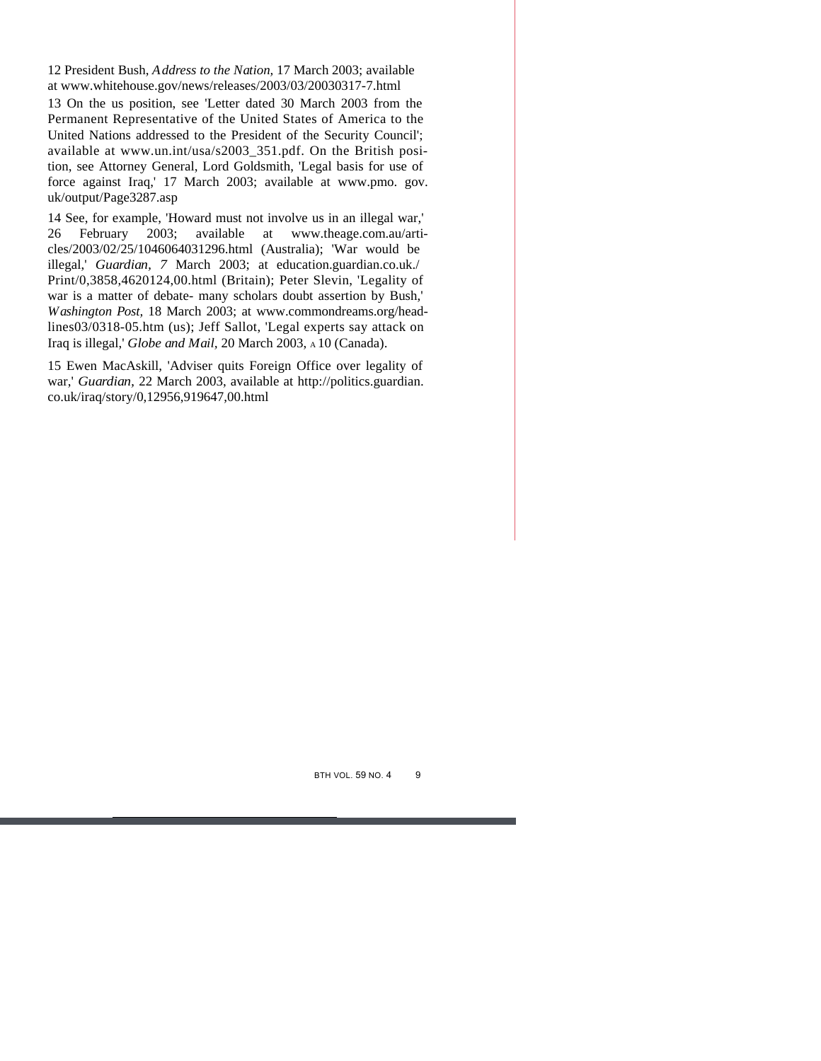12 President Bush, *Address to the Nation*, 17 March 2003; available at www.whitehouse.gov/news/releases/2003/03/20030317-7.html

13 On the us position, see 'Letter dated 30 March 2003 from the Permanent Representative of the United States of America to the United Nations addressed to the President of the Security Council'; available at www.un.int/usa/s2003_351.pdf. On the British position, see Attorney General, Lord Goldsmith, 'Legal basis for use of force against Iraq,' 17 March 2003; available at www.pmo. gov. uk/output/Page3287.asp

14 See, for example, 'Howard must not involve us in an illegal war,' 26 February 2003; available at www.theage.com.au/articles/2003/02/25/1046064031296.html (Australia); 'War would be illegal,' *Guardian*, *7* March 2003; at education.guardian.co.uk./ Print/0,3858,4620124,00.html (Britain); Peter Slevin, 'Legality of war is a matter of debate- many scholars doubt assertion by Bush,' *Washington Post*, 18 March 2003; at www.commondreams.org/headlines03/0318-05.htm (us); Jeff Sallot, 'Legal experts say attack on Iraq is illegal,' *Globe and Mail*, 20 March 2003, A 10 (Canada).

15 Ewen MacAskill, 'Adviser quits Foreign Office over legality of war,' *Guardian*, 22 March 2003, available at http://politics.guardian. co.uk/iraq/story/0,12956,919647,00.html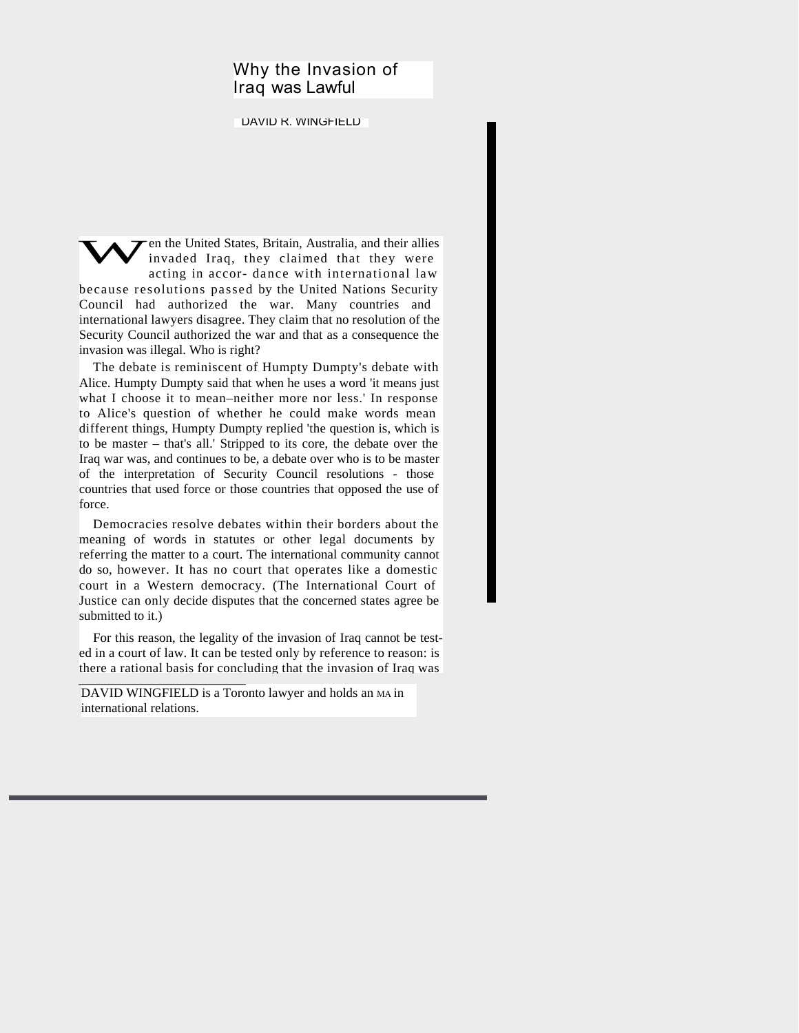# Why the Invasion of Iraq was Lawful

DAVID R. WINGFIELD

When the United States, Britain, Australia, and their allies invaded Iraq, they claimed that they were acting in accor- dance with international law because resolutions passed by the United Nations Security Council had authorized the war. Many countries and international lawyers disagree. They claim that no resolution of the Security Council authorized the war and that as a consequence the invasion was illegal. Who is right?

The debate is reminiscent of Humpty Dumpty's debate with Alice. Humpty Dumpty said that when he uses a word 'it means just what I choose it to mean–neither more nor less.' In response to Alice's question of whether he could make words mean different things, Humpty Dumpty replied 'the question is, which is to be master – that's all.' Stripped to its core, the debate over the Iraq war was, and continues to be, a debate over who is to be master of the interpretation of Security Council resolutions - those countries that used force or those countries that opposed the use of force.

Democracies resolve debates within their borders about the meaning of words in statutes or other legal documents by referring the matter to a court. The international community cannot do so, however. It has no court that operates like a domestic court in a Western democracy. (The International Court of Justice can only decide disputes that the concerned states agree be submitted to it.)

For this reason, the legality of the invasion of Iraq cannot be tested in a court of law. It can be tested only by reference to reason: is there a rational basis for concluding that the invasion of Iraq was

DAVID WINGFIELD is a Toronto lawyer and holds an MA in international relations.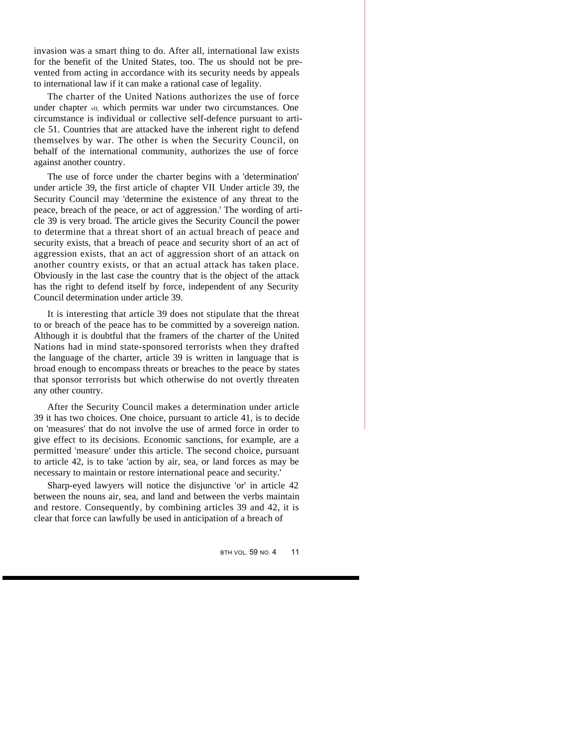invasion was a smart thing to do. After all, international law exists for the benefit of the United States, too. The us should not be prevented from acting in accordance with its security needs by appeals to international law if it can make a rational case of legality.

The charter of the United Nations authorizes the use of force under chapter VII, which permits war under two circumstances. One circumstance is individual or collective self-defence pursuant to article 51. Countries that are attacked have the inherent right to defend themselves by war. The other is when the Security Council, on behalf of the international community, authorizes the use of force against another country.

The use of force under the charter begins with a 'determination' under article 39, the first article of chapter VII. Under article 39, the Security Council may 'determine the existence of any threat to the peace, breach of the peace, or act of aggression.' The wording of article 39 is very broad. The article gives the Security Council the power to determine that a threat short of an actual breach of peace and security exists, that a breach of peace and security short of an act of aggression exists, that an act of aggression short of an attack on another country exists, or that an actual attack has taken place. Obviously in the last case the country that is the object of the attack has the right to defend itself by force, independent of any Security Council determination under article 39.

It is interesting that article 39 does not stipulate that the threat to or breach of the peace has to be committed by a sovereign nation. Although it is doubtful that the framers of the charter of the United Nations had in mind state-sponsored terrorists when they drafted the language of the charter, article 39 is written in language that is broad enough to encompass threats or breaches to the peace by states that sponsor terrorists but which otherwise do not overtly threaten any other country.

After the Security Council makes a determination under article 39 it has two choices. One choice, pursuant to article 41, is to decide on 'measures' that do not involve the use of armed force in order to give effect to its decisions. Economic sanctions, for example, are a permitted 'measure' under this article. The second choice, pursuant to article 42, is to take 'action by air, sea, or land forces as may be necessary to maintain or restore international peace and security.'

Sharp-eyed lawyers will notice the disjunctive 'or' in article 42 between the nouns air, sea, and land and between the verbs maintain and restore. Consequently, by combining articles 39 and 42, it is clear that force can lawfully be used in anticipation of a breach of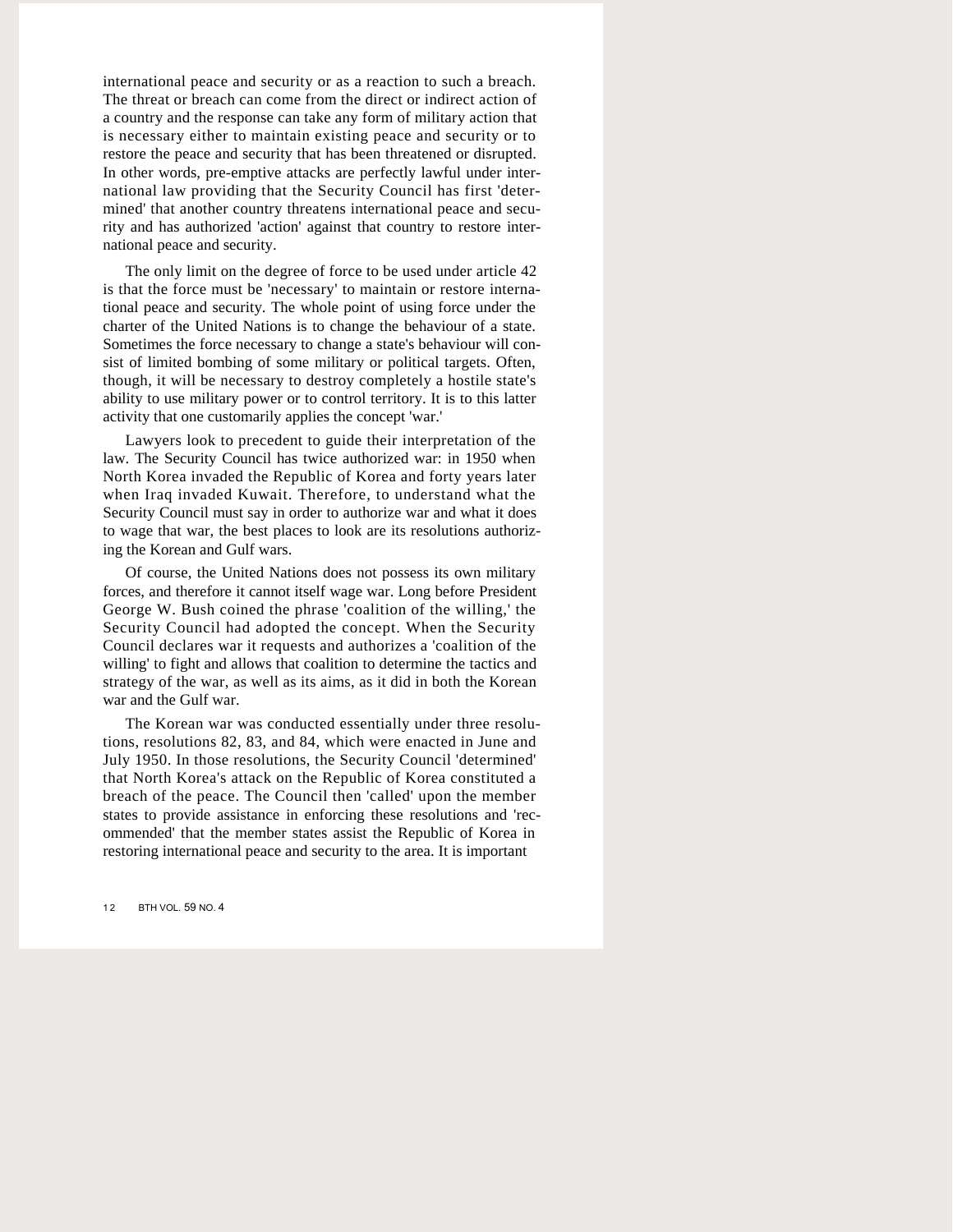international peace and security or as a reaction to such a breach. The threat or breach can come from the direct or indirect action of a country and the response can take any form of military action that is necessary either to maintain existing peace and security or to restore the peace and security that has been threatened or disrupted. In other words, pre-emptive attacks are perfectly lawful under international law providing that the Security Council has first 'determined' that another country threatens international peace and security and has authorized 'action' against that country to restore international peace and security.

The only limit on the degree of force to be used under article 42 is that the force must be 'necessary' to maintain or restore international peace and security. The whole point of using force under the charter of the United Nations is to change the behaviour of a state. Sometimes the force necessary to change a state's behaviour will consist of limited bombing of some military or political targets. Often, though, it will be necessary to destroy completely a hostile state's ability to use military power or to control territory. It is to this latter activity that one customarily applies the concept 'war.'

Lawyers look to precedent to guide their interpretation of the law. The Security Council has twice authorized war: in 1950 when North Korea invaded the Republic of Korea and forty years later when Iraq invaded Kuwait. Therefore, to understand what the Security Council must say in order to authorize war and what it does to wage that war, the best places to look are its resolutions authorizing the Korean and Gulf wars.

Of course, the United Nations does not possess its own military forces, and therefore it cannot itself wage war. Long before President George W. Bush coined the phrase 'coalition of the willing,' the Security Council had adopted the concept. When the Security Council declares war it requests and authorizes a 'coalition of the willing' to fight and allows that coalition to determine the tactics and strategy of the war, as well as its aims, as it did in both the Korean war and the Gulf war.

The Korean war was conducted essentially under three resolutions, resolutions 82, 83, and 84, which were enacted in June and July 1950. In those resolutions, the Security Council 'determined' that North Korea's attack on the Republic of Korea constituted a breach of the peace. The Council then 'called' upon the member states to provide assistance in enforcing these resolutions and 'recommended' that the member states assist the Republic of Korea in restoring international peace and security to the area. It is important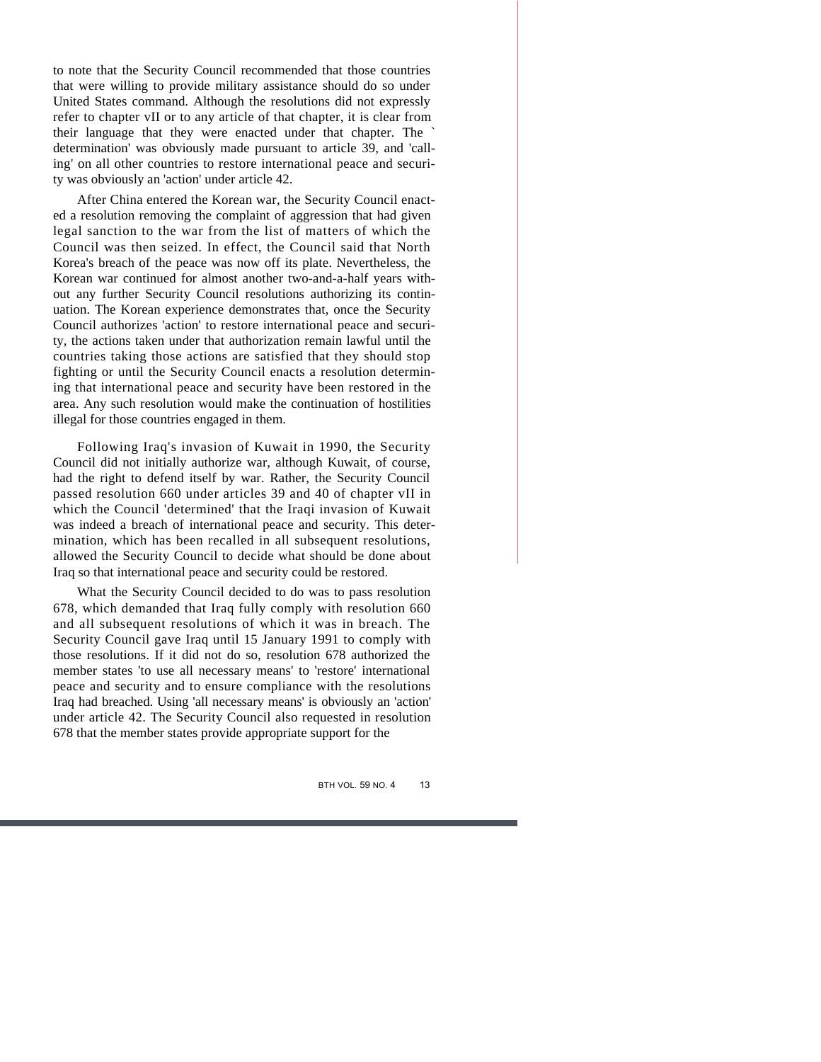to note that the Security Council recommended that those countries that were willing to provide military assistance should do so under United States command. Although the resolutions did not expressly refer to chapter vII or to any article of that chapter, it is clear from their language that they were enacted under that chapter. The ` determination' was obviously made pursuant to article 39, and 'calling' on all other countries to restore international peace and security was obviously an 'action' under article 42.

After China entered the Korean war, the Security Council enacted a resolution removing the complaint of aggression that had given legal sanction to the war from the list of matters of which the Council was then seized. In effect, the Council said that North Korea's breach of the peace was now off its plate. Nevertheless, the Korean war continued for almost another two-and-a-half years without any further Security Council resolutions authorizing its continuation. The Korean experience demonstrates that, once the Security Council authorizes 'action' to restore international peace and security, the actions taken under that authorization remain lawful until the countries taking those actions are satisfied that they should stop fighting or until the Security Council enacts a resolution determining that international peace and security have been restored in the area. Any such resolution would make the continuation of hostilities illegal for those countries engaged in them.

Following Iraq's invasion of Kuwait in 1990, the Security Council did not initially authorize war, although Kuwait, of course, had the right to defend itself by war. Rather, the Security Council passed resolution 660 under articles 39 and 40 of chapter vII in which the Council 'determined' that the Iraqi invasion of Kuwait was indeed a breach of international peace and security. This determination, which has been recalled in all subsequent resolutions, allowed the Security Council to decide what should be done about Iraq so that international peace and security could be restored.

What the Security Council decided to do was to pass resolution 678, which demanded that Iraq fully comply with resolution 660 and all subsequent resolutions of which it was in breach. The Security Council gave Iraq until 15 January 1991 to comply with those resolutions. If it did not do so, resolution 678 authorized the member states 'to use all necessary means' to 'restore' international peace and security and to ensure compliance with the resolutions Iraq had breached. Using 'all necessary means' is obviously an 'action' under article 42. The Security Council also requested in resolution 678 that the member states provide appropriate support for the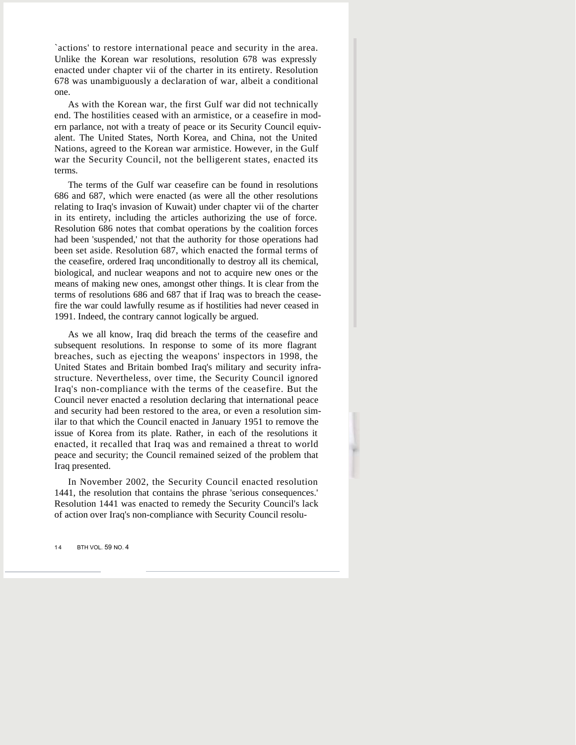`actions' to restore international peace and security in the area. Unlike the Korean war resolutions, resolution 678 was expressly enacted under chapter vii of the charter in its entirety. Resolution 678 was unambiguously a declaration of war, albeit a conditional one.

As with the Korean war, the first Gulf war did not technically end. The hostilities ceased with an armistice, or a ceasefire in modern parlance, not with a treaty of peace or its Security Council equivalent. The United States, North Korea, and China, not the United Nations, agreed to the Korean war armistice. However, in the Gulf war the Security Council, not the belligerent states, enacted its terms.

The terms of the Gulf war ceasefire can be found in resolutions 686 and 687, which were enacted (as were all the other resolutions relating to Iraq's invasion of Kuwait) under chapter vii of the charter in its entirety, including the articles authorizing the use of force. Resolution 686 notes that combat operations by the coalition forces had been 'suspended,' not that the authority for those operations had been set aside. Resolution 687, which enacted the formal terms of the ceasefire, ordered Iraq unconditionally to destroy all its chemical, biological, and nuclear weapons and not to acquire new ones or the means of making new ones, amongst other things. It is clear from the terms of resolutions 686 and 687 that if Iraq was to breach the ceasefire the war could lawfully resume as if hostilities had never ceased in 1991. Indeed, the contrary cannot logically be argued.

As we all know, Iraq did breach the terms of the ceasefire and subsequent resolutions. In response to some of its more flagrant breaches, such as ejecting the weapons' inspectors in 1998, the United States and Britain bombed Iraq's military and security infrastructure. Nevertheless, over time, the Security Council ignored Iraq's non-compliance with the terms of the ceasefire. But the Council never enacted a resolution declaring that international peace and security had been restored to the area, or even a resolution similar to that which the Council enacted in January 1951 to remove the issue of Korea from its plate. Rather, in each of the resolutions it enacted, it recalled that Iraq was and remained a threat to world peace and security; the Council remained seized of the problem that Iraq presented.

In November 2002, the Security Council enacted resolution 1441, the resolution that contains the phrase 'serious consequences.' Resolution 1441 was enacted to remedy the Security Council's lack of action over Iraq's non-compliance with Security Council resolu-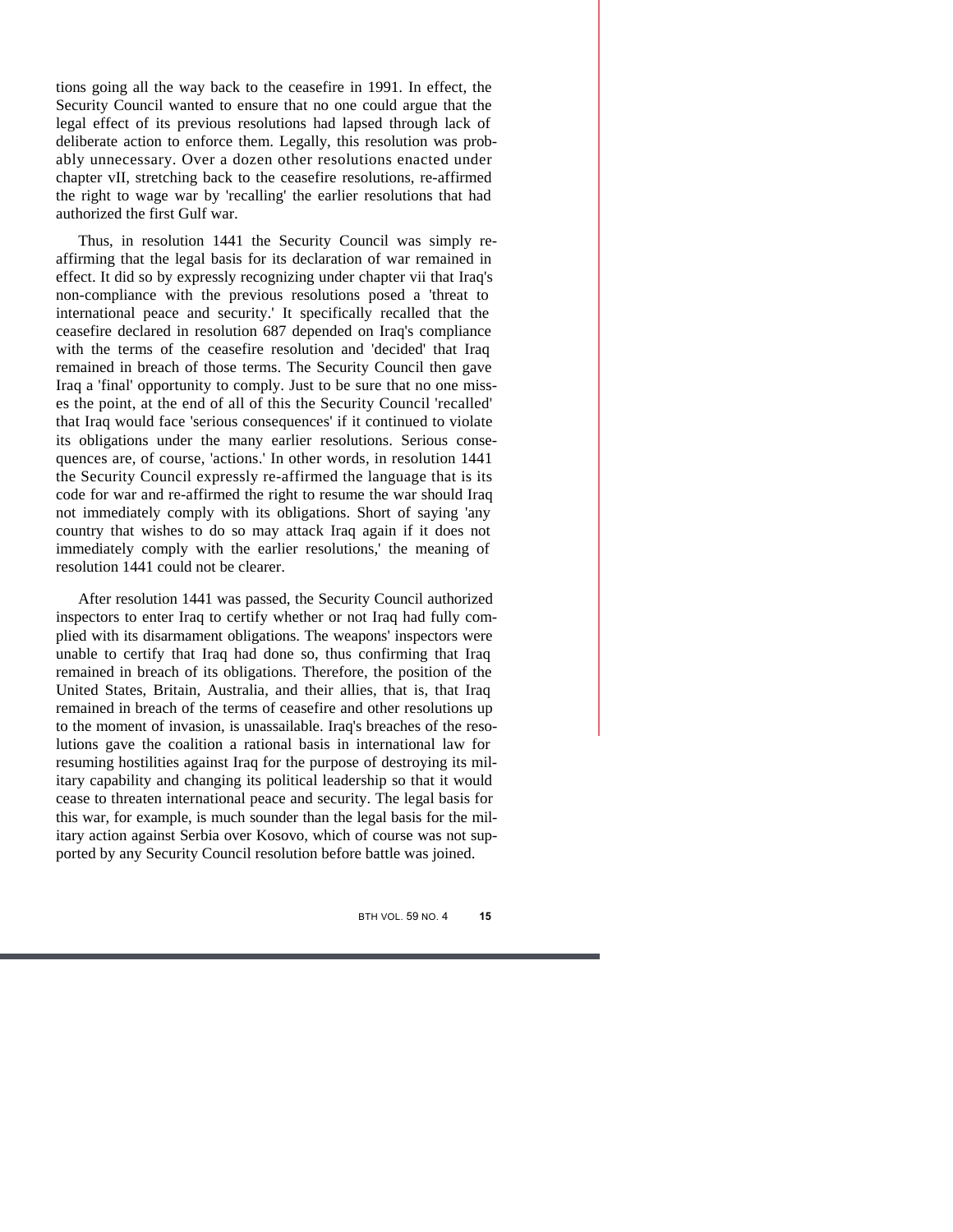tions going all the way back to the ceasefire in 1991. In effect, the Security Council wanted to ensure that no one could argue that the legal effect of its previous resolutions had lapsed through lack of deliberate action to enforce them. Legally, this resolution was probably unnecessary. Over a dozen other resolutions enacted under chapter vII, stretching back to the ceasefire resolutions, re-affirmed the right to wage war by 'recalling' the earlier resolutions that had authorized the first Gulf war.

Thus, in resolution 1441 the Security Council was simply re-affirming that the legal basis for its declaration of war remained in effect. It did so by expressly recognizing under chapter vii that Iraq's non-compliance with the previous resolutions posed a 'threat to international peace and security.' It specifically recalled that the ceasefire declared in resolution 687 depended on Iraq's compliance with the terms of the ceasefire resolution and 'decided' that Iraq remained in breach of those terms. The Security Council then gave Iraq a 'final' opportunity to comply. Just to be sure that no one misses the point, at the end of all of this the Security Council 'recalled' that Iraq would face 'serious consequences' if it continued to violate its obligations under the many earlier resolutions. Serious consequences are, of course, 'actions.' In other words, in resolution 1441 the Security Council expressly re-affirmed the language that is its code for war and re-affirmed the right to resume the war should Iraq not immediately comply with its obligations. Short of saying 'any country that wishes to do so may attack Iraq again if it does not immediately comply with the earlier resolutions,' the meaning of resolution 1441 could not be clearer.

After resolution 1441 was passed, the Security Council authorized inspectors to enter Iraq to certify whether or not Iraq had fully complied with its disarmament obligations. The weapons' inspectors were unable to certify that Iraq had done so, thus confirming that Iraq remained in breach of its obligations. Therefore, the position of the United States, Britain, Australia, and their allies, that is, that Iraq remained in breach of the terms of ceasefire and other resolutions up to the moment of invasion, is unassailable. Iraq's breaches of the resolutions gave the coalition a rational basis in international law for resuming hostilities against Iraq for the purpose of destroying its military capability and changing its political leadership so that it would cease to threaten international peace and security. The legal basis for this war, for example, is much sounder than the legal basis for the military action against Serbia over Kosovo, which of course was not supported by any Security Council resolution before battle was joined.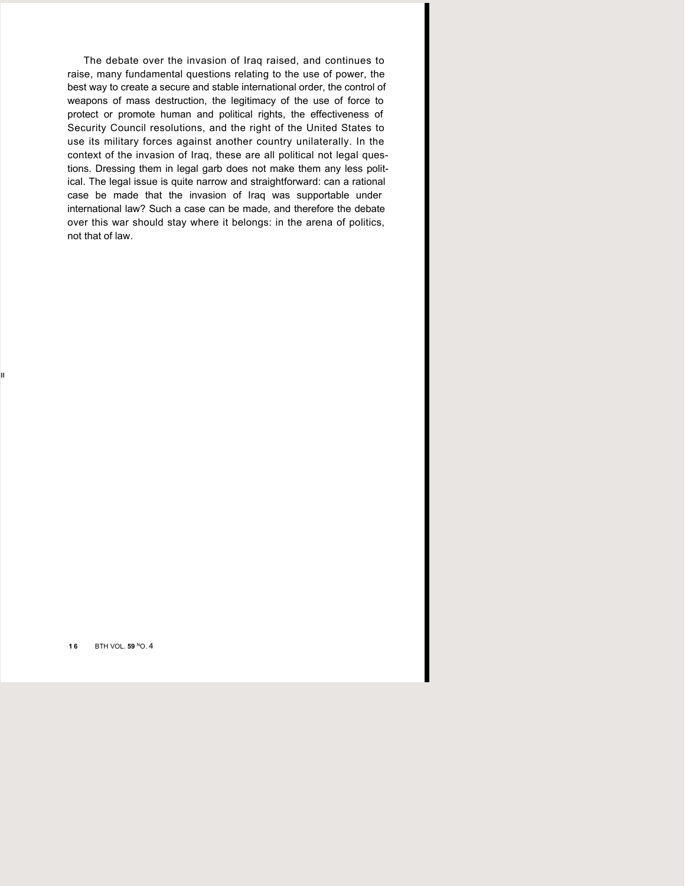The debate over the invasion of Iraq raised, and continues to raise, many fundamental questions relating to the use of power, the best way to create a secure and stable international order, the control of weapons of mass destruction, the legitimacy of the use of force to protect or promote human and political rights, the effectiveness of Security Council resolutions, and the right of the United States to use its military forces against another country unilaterally. In the context of the invasion of Iraq, these are all political not legal questions. Dressing them in legal garb does not make them any less political. The legal issue is quite narrow and straightforward: can a rational case be made that the invasion of Iraq was supportable under international law? Such a case can be made, and therefore the debate over this war should stay where it belongs: in the arena of politics, not that of law.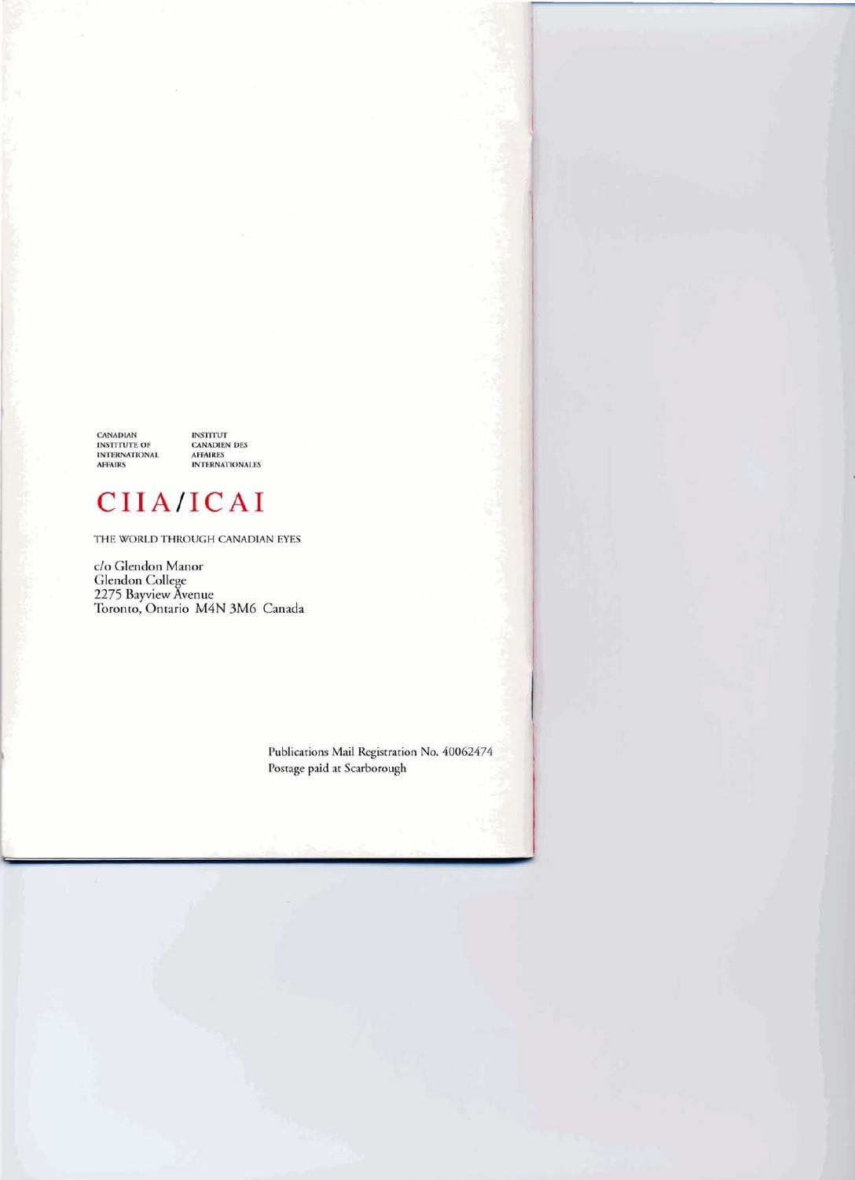CANADIAN INSTITUTE OF INTERNATIONAL AFFAIRS

INSTITUT CANADIEN DES AFFAIRES INTERNATIONALES

# CIIA/ICAI

THE WORLD THROUGH CANADIAN EYES

c/o Glendon Manor
Glendon College
2275 Bayview Avenue
Toronto, Ontario M4N 3M6 Canada

Publications Mail Registration No. 40062474
Postage paid at Scarborough